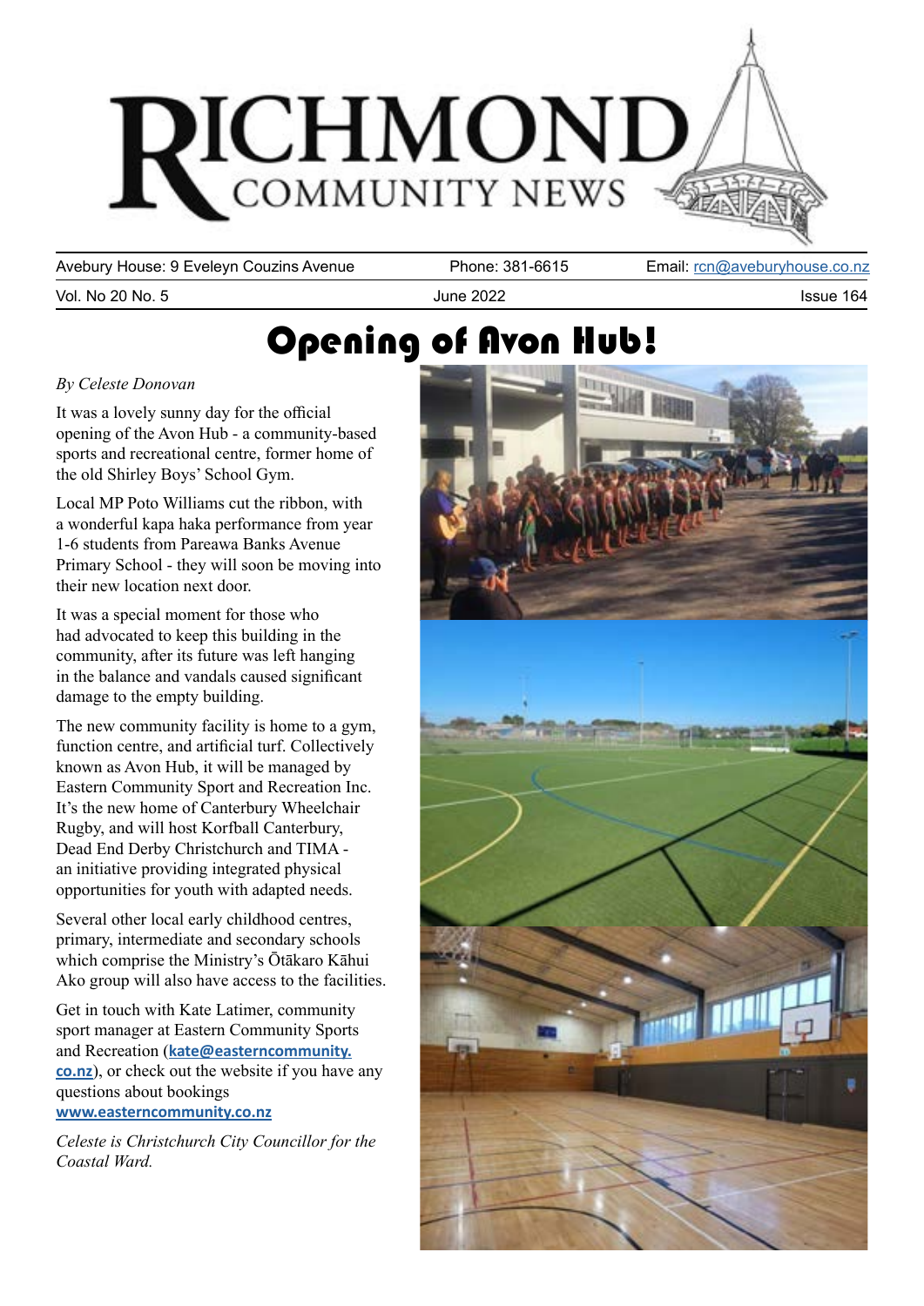# RICHMOND COMMUNITY NEWS

Avebury House: 9 Eveleyn Couzins Avenue | Phone: 381-6615 | Email: rcn@aveburyhouse.co.nz

Vol. No 20 No. 5 | June 2022 | Issue 164

# Opening of Avon Hub!

*By Celeste Donovan*

It was a lovely sunny day for the official opening of the Avon Hub - a community-based sports and recreational centre, former home of the old Shirley Boys' School Gym.

Local MP Poto Williams cut the ribbon, with a wonderful kapa haka performance from year 1-6 students from Pareawa Banks Avenue Primary School - they will soon be moving into their new location next door.

It was a special moment for those who had advocated to keep this building in the community, after its future was left hanging in the balance and vandals caused significant damage to the empty building.

The new community facility is home to a gym, function centre, and artificial turf. Collectively known as Avon Hub, it will be managed by Eastern Community Sport and Recreation Inc. It's the new home of Canterbury Wheelchair Rugby, and will host Korfball Canterbury, Dead End Derby Christchurch and TIMA - an initiative providing integrated physical opportunities for youth with adapted needs.

Several other local early childhood centres, primary, intermediate and secondary schools which comprise the Ministry's Ōtākaro Kāhui Ako group will also have access to the facilities.

Get in touch with Kate Latimer, community sport manager at Eastern Community Sports and Recreation (**kate@easterncommunity.co.nz**), or check out the website if you have any questions about bookings **www.easterncommunity.co.nz**

*Celeste is Christchurch City Councillor for the Coastal Ward.*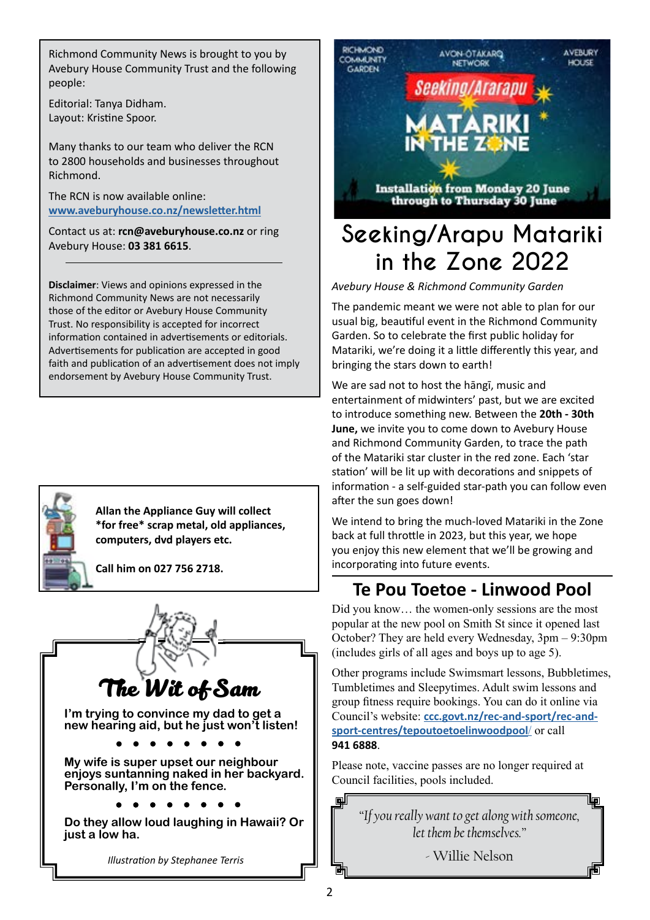Richmond Community News is brought to you by Avebury House Community Trust and the following people:

Editorial: Tanya Didham.
Layout: Kristine Spoor.

Many thanks to our team who deliver the RCN to 2800 households and businesses throughout Richmond.

The RCN is now available online:
[www.aveburyhouse.co.nz/newsletter.html](www.aveburyhouse.co.nz/newsletter.html)

Contact us at: **rcn@aveburyhouse.co.nz** or ring Avebury House: **03 381 6615**.

---

**Disclaimer**: Views and opinions expressed in the Richmond Community News are not necessarily those of the editor or Avebury House Community Trust. No responsibility is accepted for incorrect information contained in advertisements or editorials. Advertisements for publication are accepted in good faith and publication of an advertisement does not imply endorsement by Avebury House Community Trust.

**Allan the Appliance Guy will collect *for free* scrap metal, old appliances, computers, dvd players etc.**

**Call him on 027 756 2718.**

## The Wit of Sam

**I'm trying to convince my dad to get a new hearing aid, but he just won't listen!**

• • • • • • • •

**My wife is super upset our neighbour enjoys suntanning naked in her backyard. Personally, I'm on the fence.**

• • • • • • • •

**Do they allow loud laughing in Hawaii? Or just a low ha.**

*Illustration by Stephanee Terris*

RICHMOND COMMUNITY GARDEN — AVON-ŌTAKARO NETWORK — AVEBURY HOUSE

Seeking/Ararapu MATARIKI IN THE ZONE

Installation from Monday 20 June through to Thursday 30 June

# Seeking/Arapu Matariki in the Zone 2022

*Avebury House & Richmond Community Garden*

The pandemic meant we were not able to plan for our usual big, beautiful event in the Richmond Community Garden. So to celebrate the first public holiday for Matariki, we're doing it a little differently this year, and bringing the stars down to earth!

We are sad not to host the hāngī, music and entertainment of midwinters' past, but we are excited to introduce something new. Between the **20th - 30th June,** we invite you to come down to Avebury House and Richmond Community Garden, to trace the path of the Matariki star cluster in the red zone. Each 'star station' will be lit up with decorations and snippets of information - a self-guided star-path you can follow even after the sun goes down!

We intend to bring the much-loved Matariki in the Zone back at full throttle in 2023, but this year, we hope you enjoy this new element that we'll be growing and incorporating into future events.

## Te Pou Toetoe - Linwood Pool

Did you know… the women-only sessions are the most popular at the new pool on Smith St since it opened last October? They are held every Wednesday, 3pm – 9:30pm (includes girls of all ages and boys up to age 5).

Other programs include Swimsmart lessons, Bubbletimes, Tumbletimes and Sleepytimes. Adult swim lessons and group fitness require bookings. You can do it online via Council's website: [ccc.govt.nz/rec-and-sport/rec-and-sport-centres/tepoutoetoelinwoodpool/](ccc.govt.nz/rec-and-sport/rec-and-sport-centres/tepoutoetoelinwoodpool/) or call **941 6888**.

Please note, vaccine passes are no longer required at Council facilities, pools included.

> *"If you really want to get along with someone, let them be themselves."*
>
> - Willie Nelson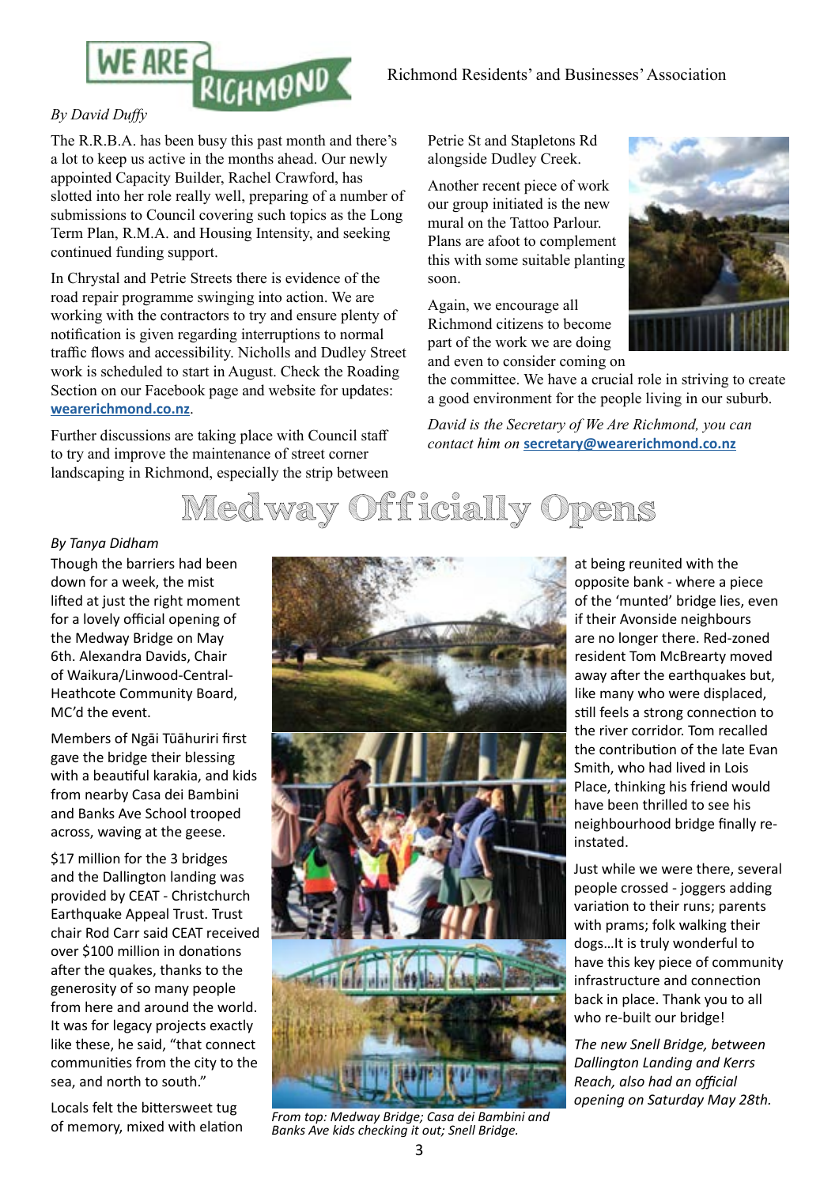WE ARE RICHMOND

Richmond Residents' and Businesses' Association

*By David Duffy*

The R.R.B.A. has been busy this past month and there's a lot to keep us active in the months ahead. Our newly appointed Capacity Builder, Rachel Crawford, has slotted into her role really well, preparing of a number of submissions to Council covering such topics as the Long Term Plan, R.M.A. and Housing Intensity, and seeking continued funding support.

In Chrystal and Petrie Streets there is evidence of the road repair programme swinging into action. We are working with the contractors to try and ensure plenty of notification is given regarding interruptions to normal traffic flows and accessibility. Nicholls and Dudley Street work is scheduled to start in August. Check the Roading Section on our Facebook page and website for updates: **wearerichmond.co.nz**.

Further discussions are taking place with Council staff to try and improve the maintenance of street corner landscaping in Richmond, especially the strip between Petrie St and Stapletons Rd alongside Dudley Creek.

Another recent piece of work our group initiated is the new mural on the Tattoo Parlour. Plans are afoot to complement this with some suitable planting soon.

Again, we encourage all Richmond citizens to become part of the work we are doing and even to consider coming on the committee. We have a crucial role in striving to create a good environment for the people living in our suburb.

*David is the Secretary of We Are Richmond, you can contact him on* **secretary@wearerichmond.co.nz**

# Medway Officially Opens

*By Tanya Didham*

Though the barriers had been down for a week, the mist lifted at just the right moment for a lovely official opening of the Medway Bridge on May 6th. Alexandra Davids, Chair of Waikura/Linwood-Central-Heathcote Community Board, MC'd the event.

Members of Ngāi Tūāhuriri first gave the bridge their blessing with a beautiful karakia, and kids from nearby Casa dei Bambini and Banks Ave School trooped across, waving at the geese.

$17 million for the 3 bridges and the Dallington landing was provided by CEAT - Christchurch Earthquake Appeal Trust. Trust chair Rod Carr said CEAT received over $100 million in donations after the quakes, thanks to the generosity of so many people from here and around the world. It was for legacy projects exactly like these, he said, "that connect communities from the city to the sea, and north to south."

Locals felt the bittersweet tug of memory, mixed with elation at being reunited with the opposite bank - where a piece of the 'munted' bridge lies, even if their Avonside neighbours are no longer there. Red-zoned resident Tom McBrearty moved away after the earthquakes but, like many who were displaced, still feels a strong connection to the river corridor. Tom recalled the contribution of the late Evan Smith, who had lived in Lois Place, thinking his friend would have been thrilled to see his neighbourhood bridge finally re-instated.

Just while we were there, several people crossed - joggers adding variation to their runs; parents with prams; folk walking their dogs…It is truly wonderful to have this key piece of community infrastructure and connection back in place. Thank you to all who re-built our bridge!

*The new Snell Bridge, between Dallington Landing and Kerrs Reach, also had an official opening on Saturday May 28th.*

*From top: Medway Bridge; Casa dei Bambini and Banks Ave kids checking it out; Snell Bridge.*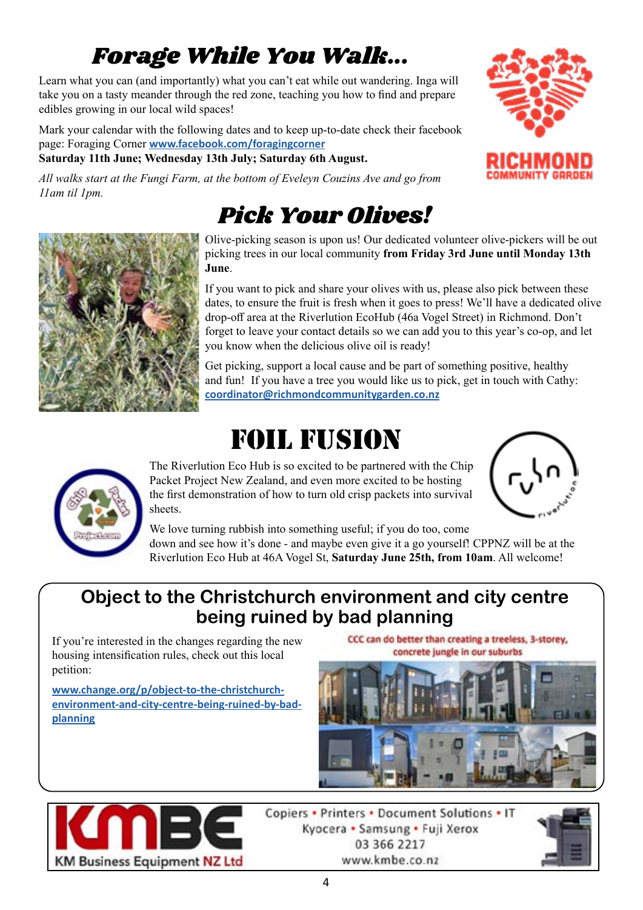# Forage While You Walk...

Learn what you can (and importantly) what you can't eat while out wandering. Inga will take you on a tasty meander through the red zone, teaching you how to find and prepare edibles growing in our local wild spaces!

Mark your calendar with the following dates and to keep up-to-date check their facebook page: Foraging Corner www.facebook.com/foragingcorner
**Saturday 11th June; Wednesday 13th July; Saturday 6th August.**

*All walks start at the Fungi Farm, at the bottom of Eveleyn Couzins Ave and go from 11am til 1pm.*

RICHMOND COMMUNITY GARDEN

# Pick Your Olives!

Olive-picking season is upon us! Our dedicated volunteer olive-pickers will be out picking trees in our local community **from Friday 3rd June until Monday 13th June**.

If you want to pick and share your olives with us, please also pick between these dates, to ensure the fruit is fresh when it goes to press! We'll have a dedicated olive drop-off area at the Riverlution EcoHub (46a Vogel Street) in Richmond. Don't forget to leave your contact details so we can add you to this year's co-op, and let you know when the delicious olive oil is ready!

Get picking, support a local cause and be part of something positive, healthy and fun! If you have a tree you would like us to pick, get in touch with Cathy: coordinator@richmondcommunitygarden.co.nz

# FOIL FUSION

The Riverlution Eco Hub is so excited to be partnered with the Chip Packet Project New Zealand, and even more excited to be hosting the first demonstration of how to turn old crisp packets into survival sheets.

We love turning rubbish into something useful; if you do too, come down and see how it's done - and maybe even give it a go yourself! CPPNZ will be at the Riverlution Eco Hub at 46A Vogel St, **Saturday June 25th, from 10am**. All welcome!

## Object to the Christchurch environment and city centre being ruined by bad planning

If you're interested in the changes regarding the new housing intensification rules, check out this local petition:

www.change.org/p/object-to-the-christchurch-environment-and-city-centre-being-ruined-by-bad-planning

CCC can do better than creating a treeless, 3-storey, concrete jungle in our suburbs

KMBE KM Business Equipment NZ Ltd

Copiers • Printers • Document Solutions • IT
Kyocera • Samsung • Fuji Xerox
03 366 2217
www.kmbe.co.nz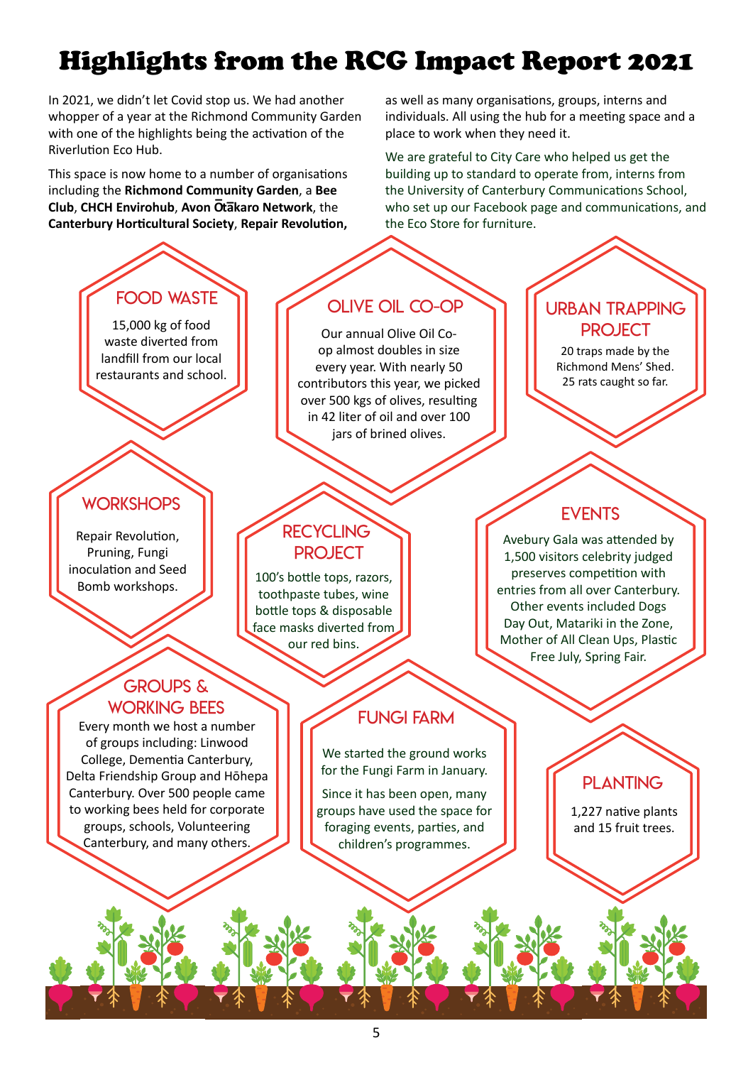# Highlights from the RCG Impact Report 2021

In 2021, we didn't let Covid stop us. We had another whopper of a year at the Richmond Community Garden with one of the highlights being the activation of the Riverlution Eco Hub.

This space is now home to a number of organisations including the **Richmond Community Garden**, a **Bee Club**, **CHCH Envirohub**, **Avon Ōtākaro Network**, the **Canterbury Horticultural Society**, **Repair Revolution,** as well as many organisations, groups, interns and individuals. All using the hub for a meeting space and a place to work when they need it.

We are grateful to City Care who helped us get the building up to standard to operate from, interns from the University of Canterbury Communications School, who set up our Facebook page and communications, and the Eco Store for furniture.

## FOOD WASTE

15,000 kg of food waste diverted from landfill from our local restaurants and school.

## OLIVE OIL CO-OP

Our annual Olive Oil Co-op almost doubles in size every year. With nearly 50 contributors this year, we picked over 500 kgs of olives, resulting in 42 liter of oil and over 100 jars of brined olives.

## URBAN TRAPPING PROJECT

20 traps made by the Richmond Mens' Shed. 25 rats caught so far.

## WORKSHOPS

Repair Revolution, Pruning, Fungi inoculation and Seed Bomb workshops.

## RECYCLING PROJECT

100's bottle tops, razors, toothpaste tubes, wine bottle tops & disposable face masks diverted from our red bins.

## EVENTS

Avebury Gala was attended by 1,500 visitors celebrity judged preserves competition with entries from all over Canterbury. Other events included Dogs Day Out, Matariki in the Zone, Mother of All Clean Ups, Plastic Free July, Spring Fair.

## GROUPS & WORKING BEES

Every month we host a number of groups including: Linwood College, Dementia Canterbury, Delta Friendship Group and Hōhepa Canterbury. Over 500 people came to working bees held for corporate groups, schools, Volunteering Canterbury, and many others.

## FUNGI FARM

We started the ground works for the Fungi Farm in January.

Since it has been open, many groups have used the space for foraging events, parties, and children's programmes.

## PLANTING

1,227 native plants and 15 fruit trees.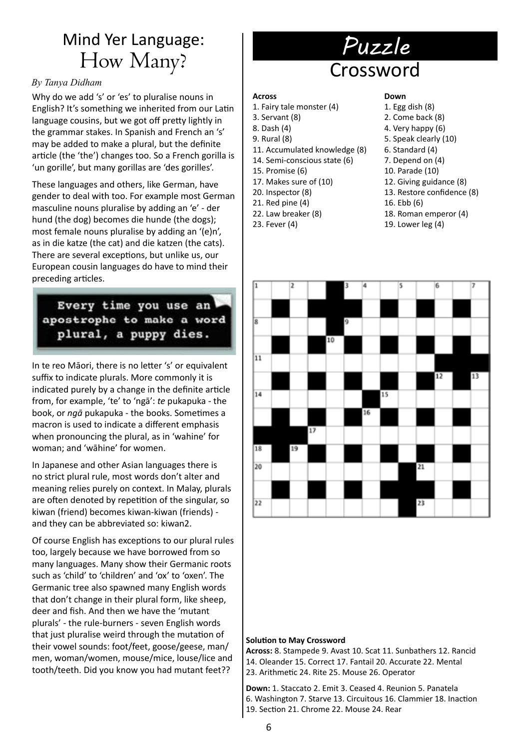# Mind Yer Language: How Many?

*By Tanya Didham*

Why do we add 's' or 'es' to pluralise nouns in English? It's something we inherited from our Latin language cousins, but we got off pretty lightly in the grammar stakes. In Spanish and French an 's' may be added to make a plural, but the definite article (the 'the') changes too. So a French gorilla is 'un gorille', but many gorillas are 'des gorilles'.

These languages and others, like German, have gender to deal with too. For example most German masculine nouns pluralise by adding an 'e' - der hund (the dog) becomes die hunde (the dogs); most female nouns pluralise by adding an '(e)n', as in die katze (the cat) and die katzen (the cats). There are several exceptions, but unlike us, our European cousin languages do have to mind their preceding articles.

Every time you use an apostrophe to make a word plural, a puppy dies.

In te reo Māori, there is no letter 's' or equivalent suffix to indicate plurals. More commonly it is indicated purely by a change in the definite article from, for example, 'te' to 'ngā': *te* pukapuka - the book, or *ngā* pukapuka - the books. Sometimes a macron is used to indicate a different emphasis when pronouncing the plural, as in 'wahine' for woman; and 'wāhine' for women.

In Japanese and other Asian languages there is no strict plural rule, most words don't alter and meaning relies purely on context. In Malay, plurals are often denoted by repetition of the singular, so kiwan (friend) becomes kiwan-kiwan (friends) - and they can be abbreviated so: kiwan2.

Of course English has exceptions to our plural rules too, largely because we have borrowed from so many languages. Many show their Germanic roots such as 'child' to 'children' and 'ox' to 'oxen'. The Germanic tree also spawned many English words that don't change in their plural form, like sheep, deer and fish. And then we have the 'mutant plurals' - the rule-burners - seven English words that just pluralise weird through the mutation of their vowel sounds: foot/feet, goose/geese, man/men, woman/women, mouse/mice, louse/lice and tooth/teeth. Did you know you had mutant feet??

# Puzzle

## Crossword

**Across**

1. Fairy tale monster (4)
3. Servant (8)
8. Dash (4)
9. Rural (8)
11. Accumulated knowledge (8)
14. Semi-conscious state (6)
15. Promise (6)
17. Makes sure of (10)
20. Inspector (8)
21. Red pine (4)
22. Law breaker (8)
23. Fever (4)

**Down**

1. Egg dish (8)
2. Come back (8)
4. Very happy (6)
5. Speak clearly (10)
6. Standard (4)
7. Depend on (4)
10. Parade (10)
12. Giving guidance (8)
13. Restore confidence (8)
16. Ebb (6)
18. Roman emperor (4)
19. Lower leg (4)

**Solution to May Crossword**

**Across:** 8. Stampede 9. Avast 10. Scat 11. Sunbathers 12. Rancid 14. Oleander 15. Correct 17. Fantail 20. Accurate 22. Mental 23. Arithmetic 24. Rite 25. Mouse 26. Operator

**Down:** 1. Staccato 2. Emit 3. Ceased 4. Reunion 5. Panatela 6. Washington 7. Starve 13. Circuitous 16. Clammier 18. Inaction 19. Section 21. Chrome 22. Mouse 24. Rear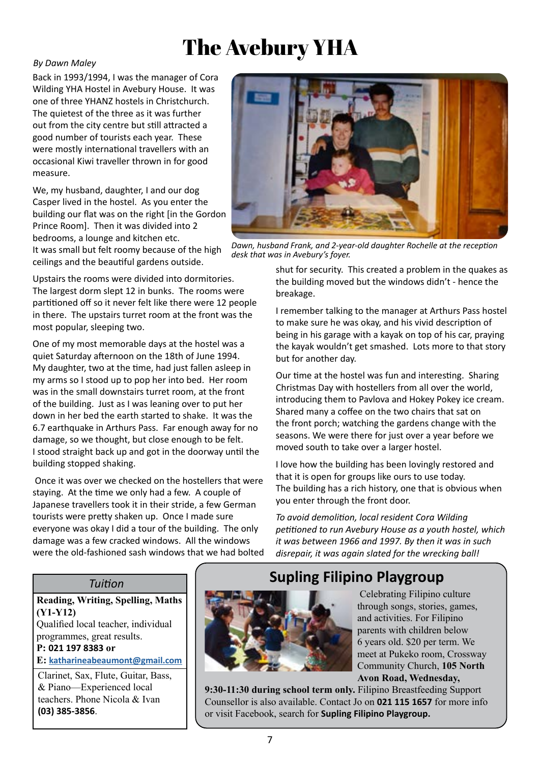# The Avebury YHA

*By Dawn Maley*

Back in 1993/1994, I was the manager of Cora Wilding YHA Hostel in Avebury House. It was one of three YHANZ hostels in Christchurch. The quietest of the three as it was further out from the city centre but still attracted a good number of tourists each year. These were mostly international travellers with an occasional Kiwi traveller thrown in for good measure.

We, my husband, daughter, I and our dog Casper lived in the hostel. As you enter the building our flat was on the right [in the Gordon Prince Room]. Then it was divided into 2 bedrooms, a lounge and kitchen etc. It was small but felt roomy because of the high ceilings and the beautiful gardens outside.

*Dawn, husband Frank, and 2-year-old daughter Rochelle at the reception desk that was in Avebury's foyer.*

Upstairs the rooms were divided into dormitories. The largest dorm slept 12 in bunks. The rooms were partitioned off so it never felt like there were 12 people in there. The upstairs turret room at the front was the most popular, sleeping two.

One of my most memorable days at the hostel was a quiet Saturday afternoon on the 18th of June 1994. My daughter, two at the time, had just fallen asleep in my arms so I stood up to pop her into bed. Her room was in the small downstairs turret room, at the front of the building. Just as I was leaning over to put her down in her bed the earth started to shake. It was the 6.7 earthquake in Arthurs Pass. Far enough away for no damage, so we thought, but close enough to be felt. I stood straight back up and got in the doorway until the building stopped shaking.

Once it was over we checked on the hostellers that were staying. At the time we only had a few. A couple of Japanese travellers took it in their stride, a few German tourists were pretty shaken up. Once I made sure everyone was okay I did a tour of the building. The only damage was a few cracked windows. All the windows were the old-fashioned sash windows that we had bolted shut for security. This created a problem in the quakes as the building moved but the windows didn't - hence the breakage.

I remember talking to the manager at Arthurs Pass hostel to make sure he was okay, and his vivid description of being in his garage with a kayak on top of his car, praying the kayak wouldn't get smashed. Lots more to that story but for another day.

Our time at the hostel was fun and interesting. Sharing Christmas Day with hostellers from all over the world, introducing them to Pavlova and Hokey Pokey ice cream. Shared many a coffee on the two chairs that sat on the front porch; watching the gardens change with the seasons. We were there for just over a year before we moved south to take over a larger hostel.

I love how the building has been lovingly restored and that it is open for groups like ours to use today. The building has a rich history, one that is obvious when you enter through the front door.

*To avoid demolition, local resident Cora Wilding petitioned to run Avebury House as a youth hostel, which it was between 1966 and 1997. By then it was in such disrepair, it was again slated for the wrecking ball!*

---

*Tuition*

**Reading, Writing, Spelling, Maths (Y1-Y12)**
Qualified local teacher, individual programmes, great results.
**P: 021 197 8383 or**
**E: katharineabeaumont@gmail.com**

Clarinet, Sax, Flute, Guitar, Bass, & Piano—Experienced local teachers. Phone Nicola & Ivan **(03) 385-3856**.

---

## Supling Filipino Playgroup

Celebrating Filipino culture through songs, stories, games, and activities. For Filipino parents with children below 6 years old. $20 per term. We meet at Pukeko room, Crossway Community Church, **105 North Avon Road, Wednesday, 9:30-11:30 during school term only.** Filipino Breastfeeding Support Counsellor is also available. Contact Jo on **021 115 1657** for more info or visit Facebook, search for **Supling Filipino Playgroup.**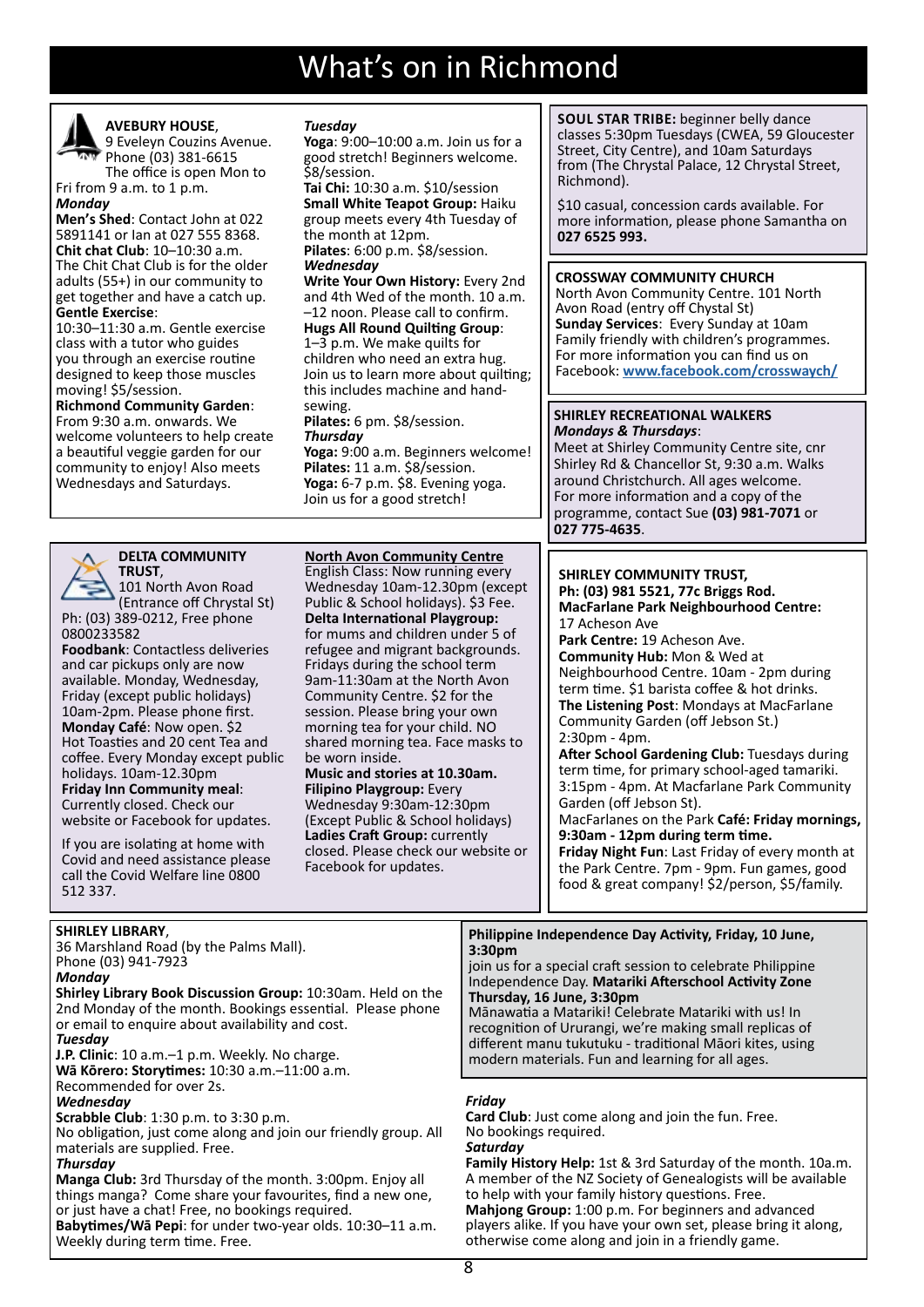# What's on in Richmond

**AVEBURY HOUSE**, 9 Eveleyn Couzins Avenue. Phone (03) 381-6615
The office is open Mon to Fri from 9 a.m. to 1 p.m.

*Monday*

**Men's Shed**: Contact John at 022 5891141 or Ian at 027 555 8368.

**Chit chat Club**: 10–10:30 a.m. The Chit Chat Club is for the older adults (55+) in our community to get together and have a catch up.

**Gentle Exercise**: 10:30–11:30 a.m. Gentle exercise class with a tutor who guides you through an exercise routine designed to keep those muscles moving! $5/session.

**Richmond Community Garden**: From 9:30 a.m. onwards. We welcome volunteers to help create a beautiful veggie garden for our community to enjoy! Also meets Wednesdays and Saturdays.

*Tuesday*

**Yoga**: 9:00–10:00 a.m. Join us for a good stretch! Beginners welcome. $8/session.

**Tai Chi:** 10:30 a.m. $10/session

**Small White Teapot Group:** Haiku group meets every 4th Tuesday of the month at 12pm.

**Pilates**: 6:00 p.m. $8/session.

*Wednesday*

**Write Your Own History:** Every 2nd and 4th Wed of the month. 10 a.m. –12 noon. Please call to confirm.

**Hugs All Round Quilting Group**: 1–3 p.m. We make quilts for children who need an extra hug. Join us to learn more about quilting; this includes machine and hand-sewing.

**Pilates:** 6 pm. $8/session.

*Thursday*

**Yoga:** 9:00 a.m. Beginners welcome!

**Pilates:** 11 a.m. $8/session.

**Yoga:** 6-7 p.m. $8. Evening yoga. Join us for a good stretch!

**SOUL STAR TRIBE:** beginner belly dance classes 5:30pm Tuesdays (CWEA, 59 Gloucester Street, City Centre), and 10am Saturdays from (The Chrystal Palace, 12 Chrystal Street, Richmond).

$10 casual, concession cards available. For more information, please phone Samantha on **027 6525 993.**

**CROSSWAY COMMUNITY CHURCH**
North Avon Community Centre. 101 North Avon Road (entry off Chystal St)
**Sunday Services**: Every Sunday at 10am Family friendly with children's programmes. For more information you can find us on Facebook: **www.facebook.com/crosswaych/**

**SHIRLEY RECREATIONAL WALKERS**
***Mondays & Thursdays***:
Meet at Shirley Community Centre site, cnr Shirley Rd & Chancellor St, 9:30 a.m. Walks around Christchurch. All ages welcome. For more information and a copy of the programme, contact Sue **(03) 981-7071** or **027 775-4635**.

**DELTA COMMUNITY TRUST**, 101 North Avon Road (Entrance off Chrystal St)
Ph: (03) 389-0212, Free phone 0800233582

**Foodbank**: Contactless deliveries and car pickups only are now available. Monday, Wednesday, Friday (except public holidays) 10am-2pm. Please phone first.

**Monday Café**: Now open. $2 Hot Toasties and 20 cent Tea and coffee. Every Monday except public holidays. 10am-12.30pm

**Friday Inn Community meal**: Currently closed. Check our website or Facebook for updates.

If you are isolating at home with Covid and need assistance please call the Covid Welfare line 0800 512 337.

**North Avon Community Centre**
English Class: Now running every Wednesday 10am-12.30pm (except Public & School holidays). $3 Fee.

**Delta International Playgroup:** for mums and children under 5 of refugee and migrant backgrounds. Fridays during the school term 9am-11:30am at the North Avon Community Centre. $2 for the session. Please bring your own morning tea for your child. NO shared morning tea. Face masks to be worn inside.

**Music and stories at 10.30am.**

**Filipino Playgroup:** Every Wednesday 9:30am-12:30pm (Except Public & School holidays)

**Ladies Craft Group:** currently closed. Please check our website or Facebook for updates.

**SHIRLEY COMMUNITY TRUST,**
**Ph: (03) 981 5521, 77c Briggs Rod.**
**MacFarlane Park Neighbourhood Centre:** 17 Acheson Ave

**Park Centre:** 19 Acheson Ave.

**Community Hub:** Mon & Wed at Neighbourhood Centre. 10am - 2pm during term time. $1 barista coffee & hot drinks.

**The Listening Post**: Mondays at MacFarlane Community Garden (off Jebson St.) 2:30pm - 4pm.

**After School Gardening Club:** Tuesdays during term time, for primary school-aged tamariki. 3:15pm - 4pm. At Macfarlane Park Community Garden (off Jebson St).

MacFarlanes on the Park **Café: Friday mornings, 9:30am - 12pm during term time.**

**Friday Night Fun**: Last Friday of every month at the Park Centre. 7pm - 9pm. Fun games, good food & great company! $2/person, $5/family.

**SHIRLEY LIBRARY**, 36 Marshland Road (by the Palms Mall). Phone (03) 941-7923

*Monday*

**Shirley Library Book Discussion Group:** 10:30am. Held on the 2nd Monday of the month. Bookings essential. Please phone or email to enquire about availability and cost.

*Tuesday*

**J.P. Clinic**: 10 a.m.–1 p.m. Weekly. No charge.

**Wā Kōrero: Storytimes:** 10:30 a.m.–11:00 a.m. Recommended for over 2s.

*Wednesday*

**Scrabble Club**: 1:30 p.m. to 3:30 p.m. No obligation, just come along and join our friendly group. All materials are supplied. Free.

*Thursday*

**Manga Club:** 3rd Thursday of the month. 3:00pm. Enjoy all things manga? Come share your favourites, find a new one, or just have a chat! Free, no bookings required.

**Babytimes/Wā Pepi**: for under two-year olds. 10:30–11 a.m. Weekly during term time. Free.

**Philippine Independence Day Activity, Friday, 10 June, 3:30pm**
join us for a special craft session to celebrate Philippine Independence Day. **Matariki Afterschool Activity Zone Thursday, 16 June, 3:30pm**
Mānawatia a Matariki! Celebrate Matariki with us! In recognition of Ururangi, we're making small replicas of different manu tukutuku - traditional Māori kites, using modern materials. Fun and learning for all ages.

*Friday*

**Card Club**: Just come along and join the fun. Free. No bookings required.

*Saturday*

**Family History Help:** 1st & 3rd Saturday of the month. 10a.m. A member of the NZ Society of Genealogists will be available to help with your family history questions. Free.

**Mahjong Group:** 1:00 p.m. For beginners and advanced players alike. If you have your own set, please bring it along, otherwise come along and join in a friendly game.